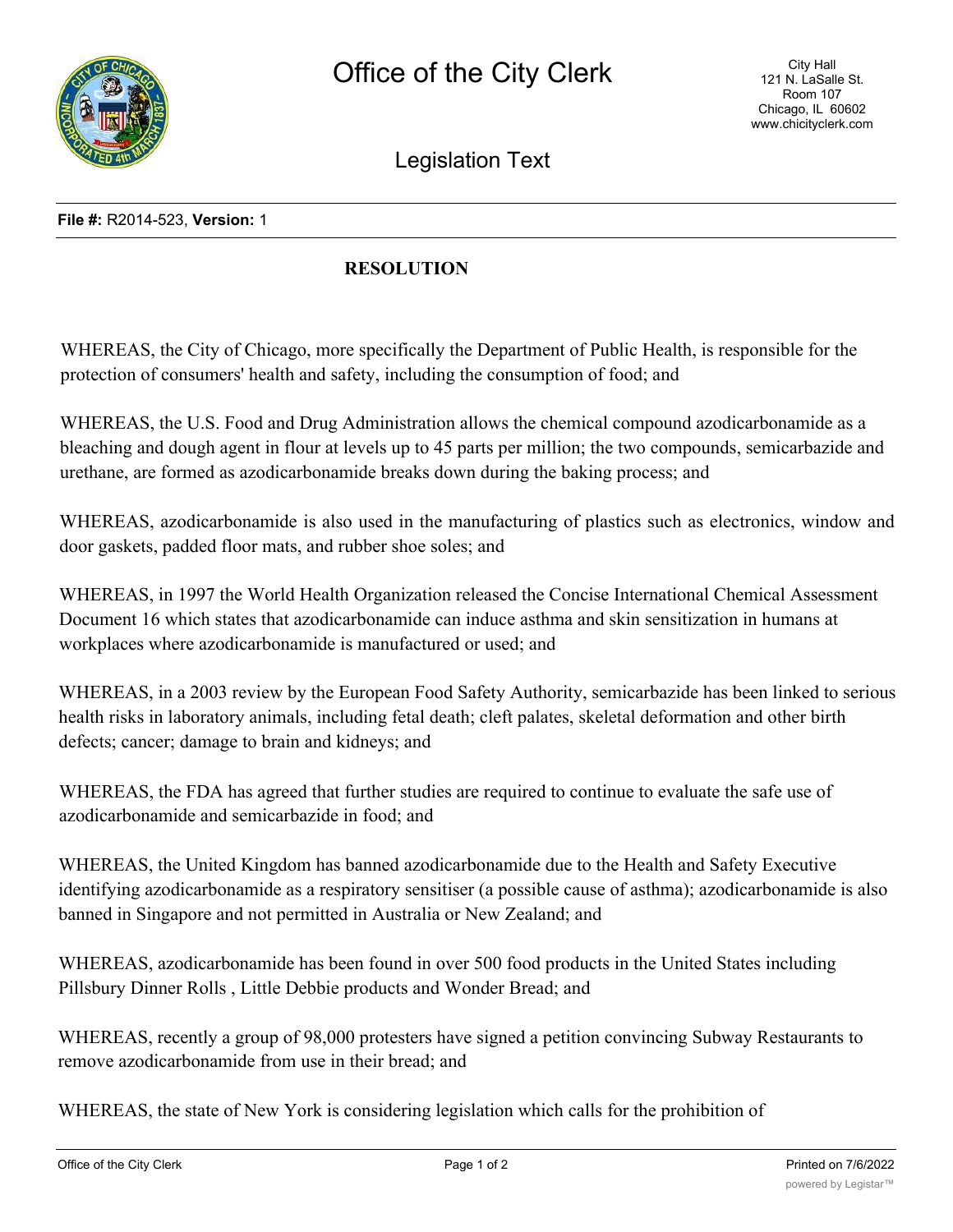File #: R2014-523, Version: 1

**RESOLUTION**

WHEREAS, the City of Chicago, more specifically the Department of Public Health, is responsible for the protection of consumers' health and safety, including the consumption of food; and

WHEREAS, the U.S. Food and Drug Administration allows the chemical compound azodicarbonamide as a bleaching and dough agent in flour at levels up to 45 parts per million; the two compounds, semicarbazide and urethane, are formed as azodicarbonamide breaks down during the baking process; and

WHEREAS, azodicarbonamide is also used in the manufacturing of plastics such as electronics, window and door gaskets, padded floor mats, and rubber shoe soles; and

WHEREAS, in 1997 the World Health Organization released the Concise International Chemical Assessment Document 16 which states that azodicarbonamide can induce asthma and skin sensitization in humans at workplaces where azodicarbonamide is manufactured or used; and

WHEREAS, in a 2003 review by the European Food Safety Authority, semicarbazide has been linked to serious health risks in laboratory animals, including fetal death; cleft palates, skeletal deformation and other birth defects; cancer; damage to brain and kidneys; and

WHEREAS, the FDA has agreed that further studies are required to continue to evaluate the safe use of azodicarbonamide and semicarbazide in food; and

WHEREAS, the United Kingdom has banned azodicarbonamide due to the Health and Safety Executive identifying azodicarbonamide as a respiratory sensitiser (a possible cause of asthma); azodicarbonamide is also banned in Singapore and not permitted in Australia or New Zealand; and

WHEREAS, azodicarbonamide has been found in over 500 food products in the United States including Pillsbury Dinner Rolls , Little Debbie products and Wonder Bread; and

WHEREAS, recently a group of 98,000 protesters have signed a petition convincing Subway Restaurants to remove azodicarbonamide from use in their bread; and

WHEREAS, the state of New York is considering legislation which calls for the prohibition of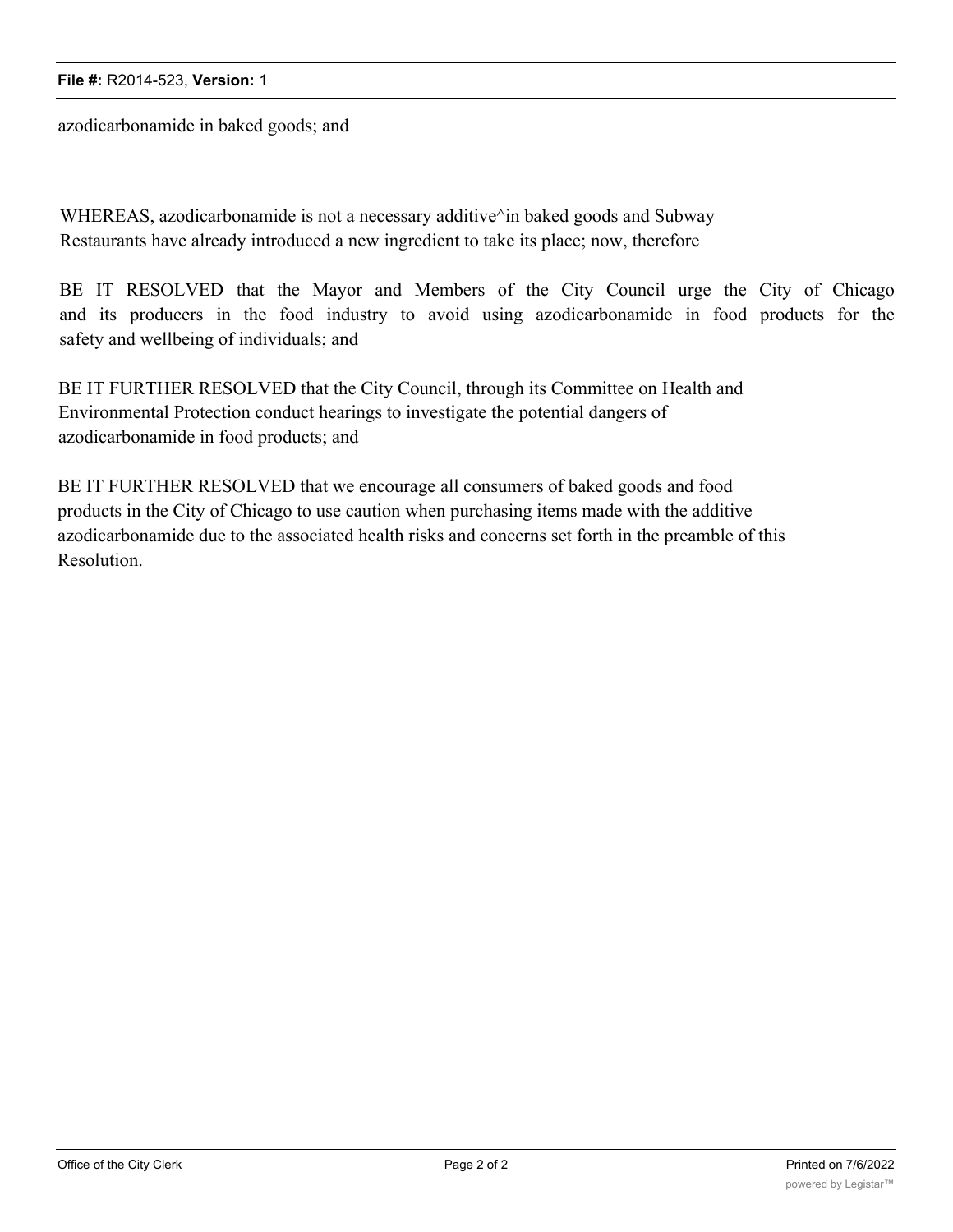azodicarbonamide in baked goods; and

WHEREAS, azodicarbonamide is not a necessary additive^in baked goods and Subway Restaurants have already introduced a new ingredient to take its place; now, therefore

BE IT RESOLVED that the Mayor and Members of the City Council urge the City of Chicago and its producers in the food industry to avoid using azodicarbonamide in food products for the safety and wellbeing of individuals; and

BE IT FURTHER RESOLVED that the City Council, through its Committee on Health and Environmental Protection conduct hearings to investigate the potential dangers of azodicarbonamide in food products; and

BE IT FURTHER RESOLVED that we encourage all consumers of baked goods and food products in the City of Chicago to use caution when purchasing items made with the additive azodicarbonamide due to the associated health risks and concerns set forth in the preamble of this Resolution.